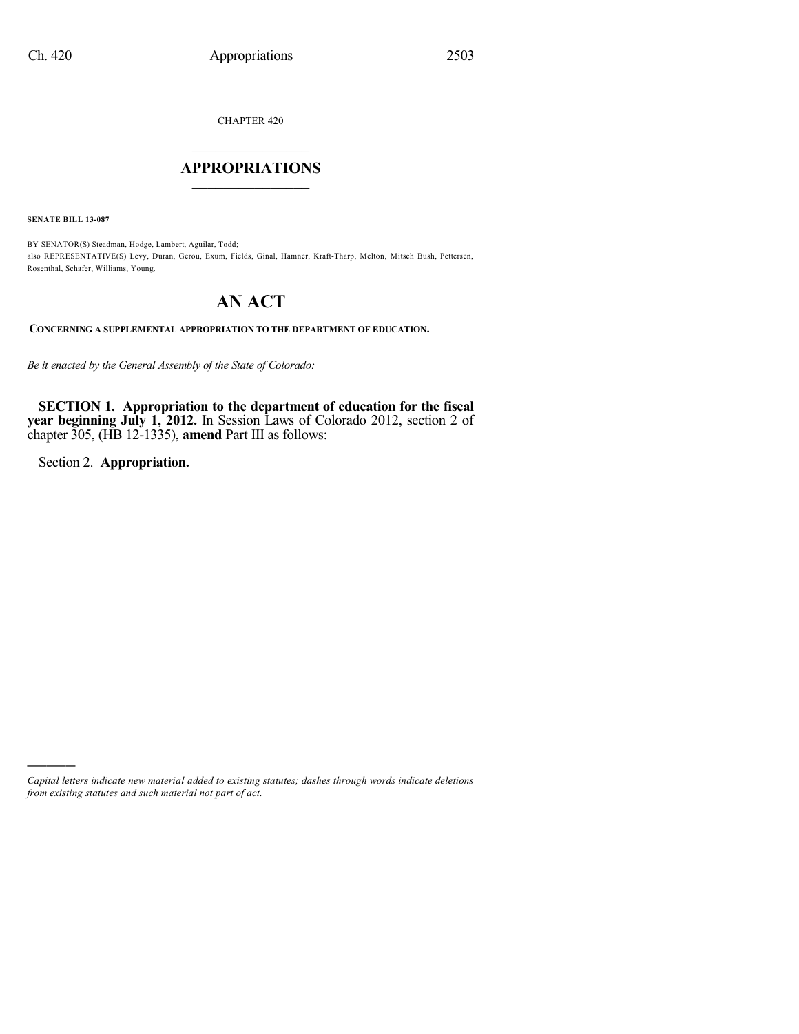CHAPTER 420

# APPROPRIATIONS

**SENATE BILL 13-087**

BY SENATOR(S) Steadman, Hodge, Lambert, Aguilar, Todd;
also REPRESENTATIVE(S) Levy, Duran, Gerou, Exum, Fields, Ginal, Hamner, Kraft-Tharp, Melton, Mitsch Bush, Pettersen, Rosenthal, Schafer, Williams, Young.

# AN ACT

**CONCERNING A SUPPLEMENTAL APPROPRIATION TO THE DEPARTMENT OF EDUCATION.**

*Be it enacted by the General Assembly of the State of Colorado:*

**SECTION 1. Appropriation to the department of education for the fiscal year beginning July 1, 2012.** In Session Laws of Colorado 2012, section 2 of chapter 305, (HB 12-1335), **amend** Part III as follows:

Section 2. **Appropriation.**

---

*Capital letters indicate new material added to existing statutes; dashes through words indicate deletions from existing statutes and such material not part of act.*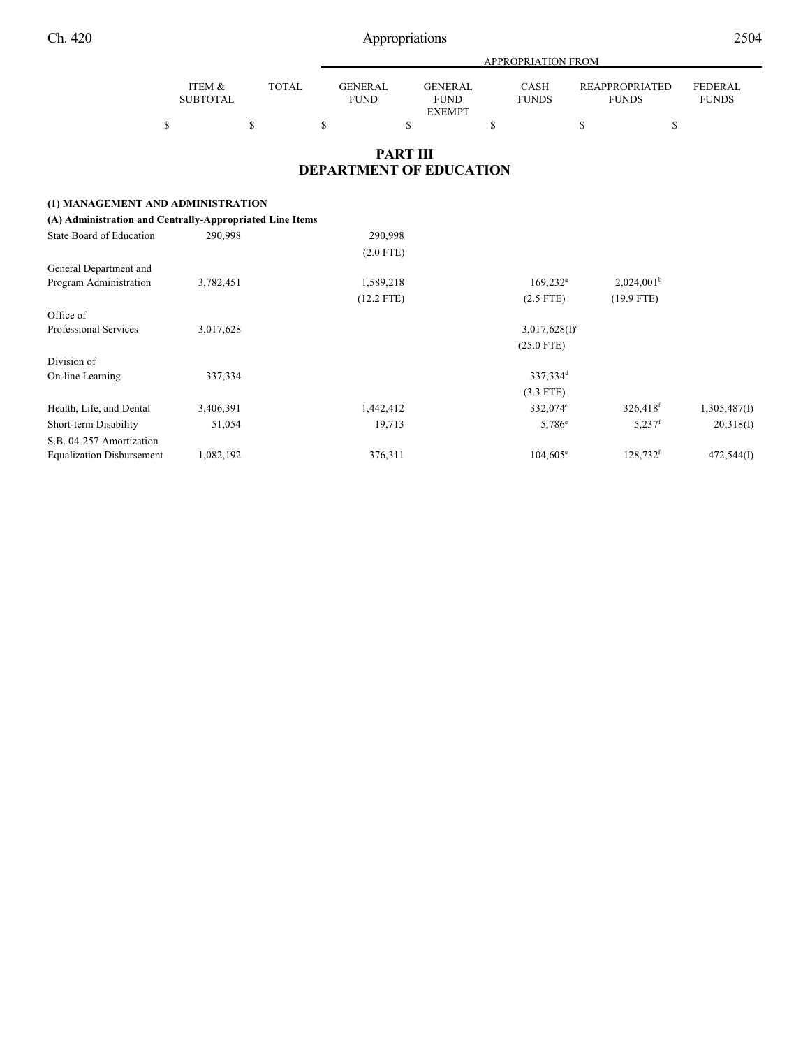## PART III
## DEPARTMENT OF EDUCATION

| | ITEM & SUBTOTAL | TOTAL | APPROPRIATION FROM GENERAL FUND | GENERAL FUND EXEMPT | CASH FUNDS | REAPPROPRIATED FUNDS | FEDERAL FUNDS |
|---|---|---|---|---|---|---|---|
| | $ | $ | $ | $ | $ | $ | $ |
| **(1) MANAGEMENT AND ADMINISTRATION** | | | | | | | |
| **(A) Administration and Centrally-Appropriated Line Items** | | | | | | | |
| State Board of Education | 290,998 | | 290,998 | | | | |
| | | | (2.0 FTE) | | | | |
| General Department and Program Administration | 3,782,451 | | 1,589,218 | | 169,232[a] | 2,024,001[b] | |
| | | | (12.2 FTE) | | (2.5 FTE) | (19.9 FTE) | |
| Office of Professional Services | 3,017,628 | | | | 3,017,628(I)[c] | | |
| | | | | | (25.0 FTE) | | |
| Division of On-line Learning | 337,334 | | | | 337,334[d] | | |
| | | | | | (3.3 FTE) | | |
| Health, Life, and Dental | 3,406,391 | | 1,442,412 | | 332,074[e] | 326,418[f] | 1,305,487(I) |
| Short-term Disability | 51,054 | | 19,713 | | 5,786[e] | 5,237[f] | 20,318(I) |
| S.B. 04-257 Amortization Equalization Disbursement | 1,082,192 | | 376,311 | | 104,605[e] | 128,732[f] | 472,544(I) |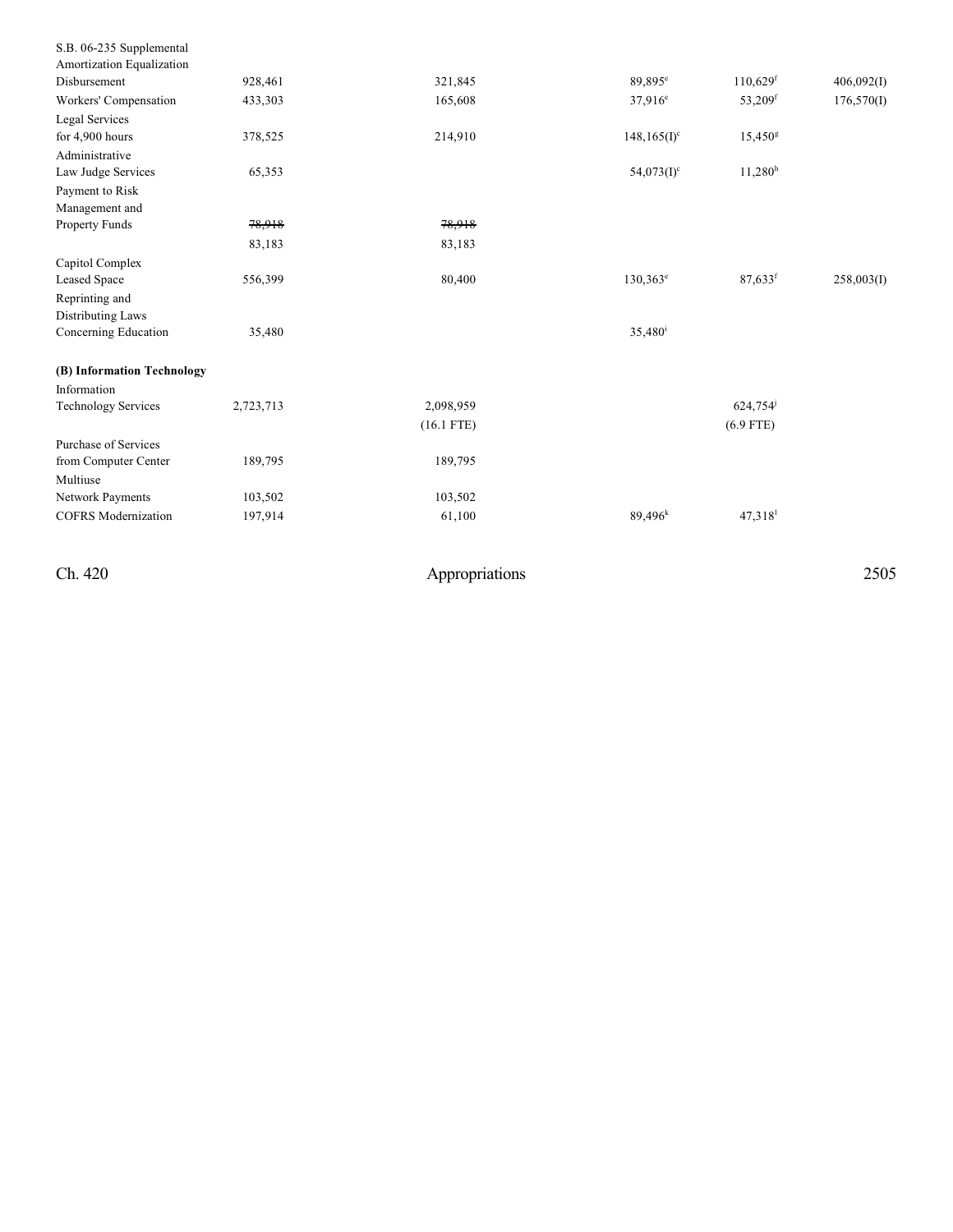| | | | | | |
|---|---|---|---|---|---|
| S.B. 06-235 Supplemental Amortization Equalization Disbursement | 928,461 | 321,845 | 89,895[e] | 110,629[f] | 406,092(I) |
| Workers' Compensation | 433,303 | 165,608 | 37,916[e] | 53,209[f] | 176,570(I) |
| Legal Services for 4,900 hours | 378,525 | 214,910 | 148,165(I)[c] | 15,450[g] | |
| Administrative Law Judge Services | 65,353 | | 54,073(I)[c] | 11,280[h] | |
| Payment to Risk Management and Property Funds | ~~78,918~~ 83,183 | ~~78,918~~ 83,183 | | | |
| Capitol Complex Leased Space | 556,399 | 80,400 | 130,363[e] | 87,633[f] | 258,003(I) |
| Reprinting and Distributing Laws Concerning Education | 35,480 | | 35,480[i] | | |
| **(B) Information Technology** | | | | | |
| Information Technology Services | 2,723,713 | 2,098,959 (16.1 FTE) | | 624,754[j] (6.9 FTE) | |
| Purchase of Services from Computer Center | 189,795 | 189,795 | | | |
| Multiuse Network Payments | 103,502 | 103,502 | | | |
| COFRS Modernization | 197,914 | 61,100 | 89,496[k] | 47,318[l] | |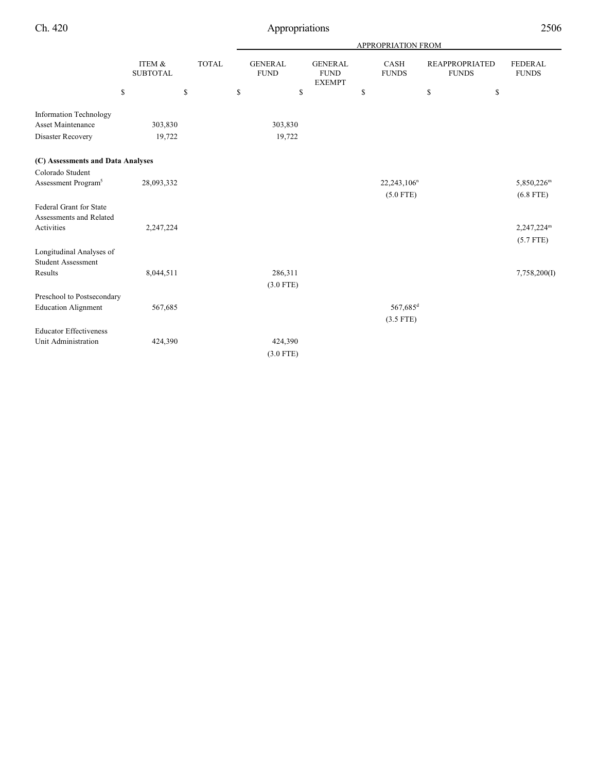| | ITEM & SUBTOTAL | TOTAL | APPROPRIATION FROM | | | | |
|---|---|---|---|---|---|---|---|
| | | | GENERAL FUND | GENERAL FUND EXEMPT | CASH FUNDS | REAPPROPRIATED FUNDS | FEDERAL FUNDS |
| | $ | $ | $ | $ | $ | $ | $ |
| Information Technology Asset Maintenance | 303,830 | | 303,830 | | | | |
| Disaster Recovery | 19,722 | | 19,722 | | | | |
| **(C) Assessments and Data Analyses** | | | | | | | |
| Colorado Student Assessment Program[5] | 28,093,332 | | | | 22,243,106[n] (5.0 FTE) | | 5,850,226[m] (6.8 FTE) |
| Federal Grant for State Assessments and Related Activities | 2,247,224 | | | | | | 2,247,224[m] (5.7 FTE) |
| Longitudinal Analyses of Student Assessment Results | 8,044,511 | | 286,311 (3.0 FTE) | | | | 7,758,200(I) |
| Preschool to Postsecondary Education Alignment | 567,685 | | | | 567,685[d] (3.5 FTE) | | |
| Educator Effectiveness Unit Administration | 424,390 | | 424,390 (3.0 FTE) | | | | |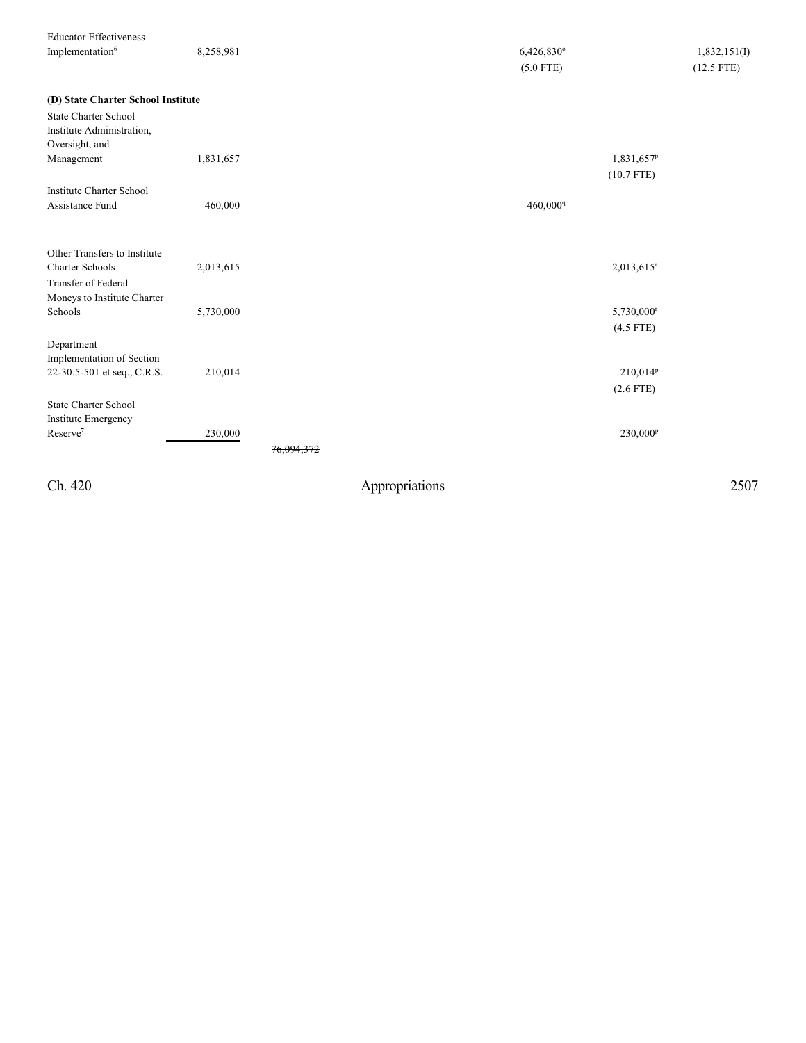| | | | | | | | |
|---|---|---|---|---|---|---|---|
| Educator Effectiveness Implementation[6] | 8,258,981 | | | 6,426,830[o] (5.0 FTE) | | 1,832,151(I) (12.5 FTE) | |
| **(D) State Charter School Institute** | | | | | | | |
| State Charter School Institute Administration, Oversight, and Management | 1,831,657 | | | | 1,831,657[p] (10.7 FTE) | | |
| Institute Charter School Assistance Fund | 460,000 | | | 460,000[q] | | | |
| Other Transfers to Institute Charter Schools | 2,013,615 | | | | 2,013,615[r] | | |
| Transfer of Federal Moneys to Institute Charter Schools | 5,730,000 | | | | 5,730,000[r] (4.5 FTE) | | |
| Department Implementation of Section 22-30.5-501 et seq., C.R.S. | 210,014 | | | | 210,014[p] (2.6 FTE) | | |
| State Charter School Institute Emergency Reserve[7] | 230,000 | | | | 230,000[p] | | |
| | | ~~76,094,372~~ | | | | | |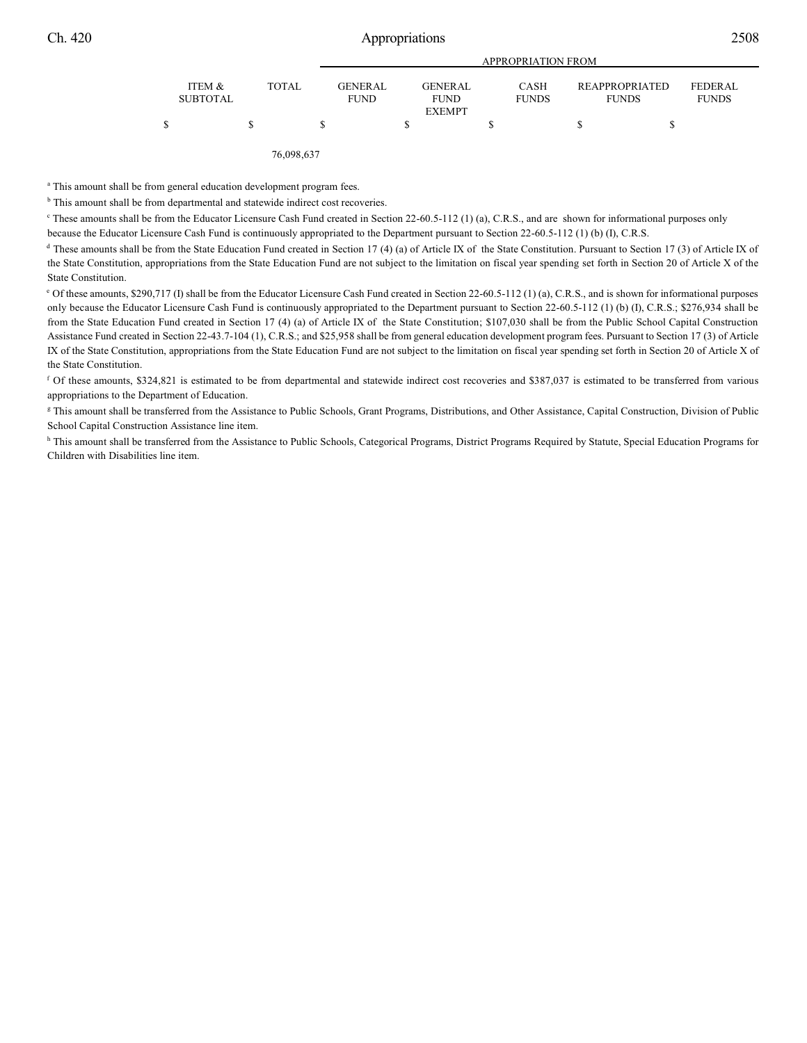| | | APPROPRIATION FROM | | | | |
|---|---|---|---|---|---|---|
| ITEM & SUBTOTAL | TOTAL | GENERAL FUND | GENERAL FUND EXEMPT | CASH FUNDS | REAPPROPRIATED FUNDS | FEDERAL FUNDS |
| $ | $ | $ | $ | $ | $ | $ |
| | 76,098,637 | | | | | |

[a] This amount shall be from general education development program fees.

[b] This amount shall be from departmental and statewide indirect cost recoveries.

[c] These amounts shall be from the Educator Licensure Cash Fund created in Section 22-60.5-112 (1) (a), C.R.S., and are shown for informational purposes only because the Educator Licensure Cash Fund is continuously appropriated to the Department pursuant to Section 22-60.5-112 (1) (b) (I), C.R.S.

[d] These amounts shall be from the State Education Fund created in Section 17 (4) (a) of Article IX of the State Constitution. Pursuant to Section 17 (3) of Article IX of the State Constitution, appropriations from the State Education Fund are not subject to the limitation on fiscal year spending set forth in Section 20 of Article X of the State Constitution.

[e] Of these amounts, $290,717 (I) shall be from the Educator Licensure Cash Fund created in Section 22-60.5-112 (1) (a), C.R.S., and is shown for informational purposes only because the Educator Licensure Cash Fund is continuously appropriated to the Department pursuant to Section 22-60.5-112 (1) (b) (I), C.R.S.; $276,934 shall be from the State Education Fund created in Section 17 (4) (a) of Article IX of the State Constitution; $107,030 shall be from the Public School Capital Construction Assistance Fund created in Section 22-43.7-104 (1), C.R.S.; and $25,958 shall be from general education development program fees. Pursuant to Section 17 (3) of Article IX of the State Constitution, appropriations from the State Education Fund are not subject to the limitation on fiscal year spending set forth in Section 20 of Article X of the State Constitution.

[f] Of these amounts, $324,821 is estimated to be from departmental and statewide indirect cost recoveries and $387,037 is estimated to be transferred from various appropriations to the Department of Education.

[g] This amount shall be transferred from the Assistance to Public Schools, Grant Programs, Distributions, and Other Assistance, Capital Construction, Division of Public School Capital Construction Assistance line item.

[h] This amount shall be transferred from the Assistance to Public Schools, Categorical Programs, District Programs Required by Statute, Special Education Programs for Children with Disabilities line item.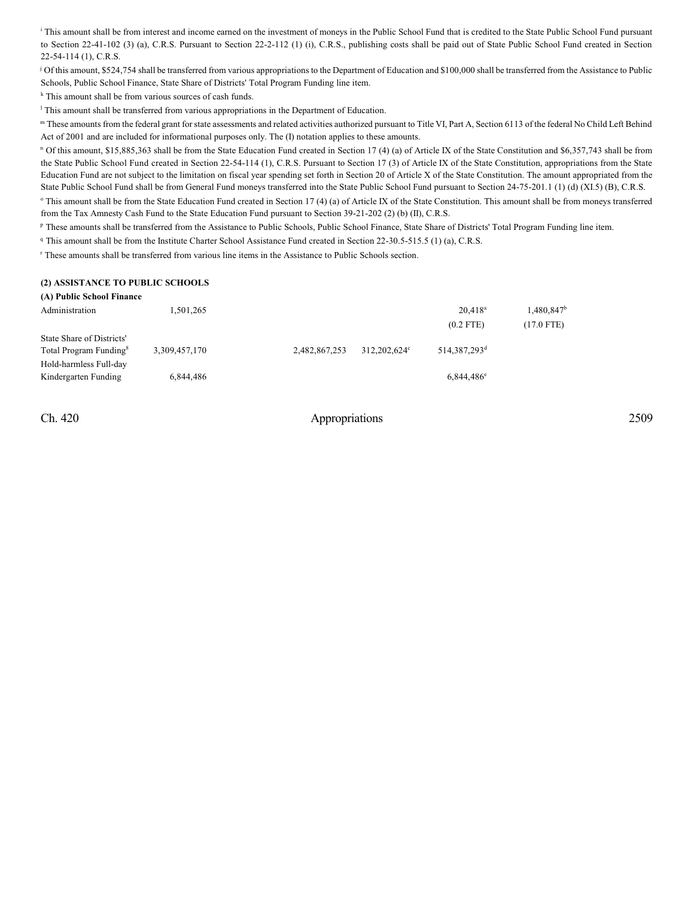[i] This amount shall be from interest and income earned on the investment of moneys in the Public School Fund that is credited to the State Public School Fund pursuant to Section 22-41-102 (3) (a), C.R.S. Pursuant to Section 22-2-112 (1) (i), C.R.S., publishing costs shall be paid out of State Public School Fund created in Section 22-54-114 (1), C.R.S.

[j] Of this amount, $524,754 shall be transferred from various appropriations to the Department of Education and $100,000 shall be transferred from the Assistance to Public Schools, Public School Finance, State Share of Districts' Total Program Funding line item.

[k] This amount shall be from various sources of cash funds.

[l] This amount shall be transferred from various appropriations in the Department of Education.

[m] These amounts from the federal grant for state assessments and related activities authorized pursuant to Title VI, Part A, Section 6113 of the federal No Child Left Behind Act of 2001 and are included for informational purposes only. The (I) notation applies to these amounts.

[n] Of this amount, $15,885,363 shall be from the State Education Fund created in Section 17 (4) (a) of Article IX of the State Constitution and $6,357,743 shall be from the State Public School Fund created in Section 22-54-114 (1), C.R.S. Pursuant to Section 17 (3) of Article IX of the State Constitution, appropriations from the State Education Fund are not subject to the limitation on fiscal year spending set forth in Section 20 of Article X of the State Constitution. The amount appropriated from the State Public School Fund shall be from General Fund moneys transferred into the State Public School Fund pursuant to Section 24-75-201.1 (1) (d) (XI.5) (B), C.R.S.

[o] This amount shall be from the State Education Fund created in Section 17 (4) (a) of Article IX of the State Constitution. This amount shall be from moneys transferred from the Tax Amnesty Cash Fund to the State Education Fund pursuant to Section 39-21-202 (2) (b) (II), C.R.S.

[p] These amounts shall be transferred from the Assistance to Public Schools, Public School Finance, State Share of Districts' Total Program Funding line item.

[q] This amount shall be from the Institute Charter School Assistance Fund created in Section 22-30.5-515.5 (1) (a), C.R.S.

[r] These amounts shall be transferred from various line items in the Assistance to Public Schools section.

**(2) ASSISTANCE TO PUBLIC SCHOOLS**

**(A) Public School Finance**

| | | | | | | |
|---|---|---|---|---|---|---|
| Administration | 1,501,265 | | | | 20,418[a] | 1,480,847[b] |
| | | | | | (0.2 FTE) | (17.0 FTE) |
| State Share of Districts' Total Program Funding[8] | 3,309,457,170 | | 2,482,867,253 | 312,202,624[c] | 514,387,293[d] | |
| Hold-harmless Full-day Kindergarten Funding | 6,844,486 | | | | 6,844,486[e] | |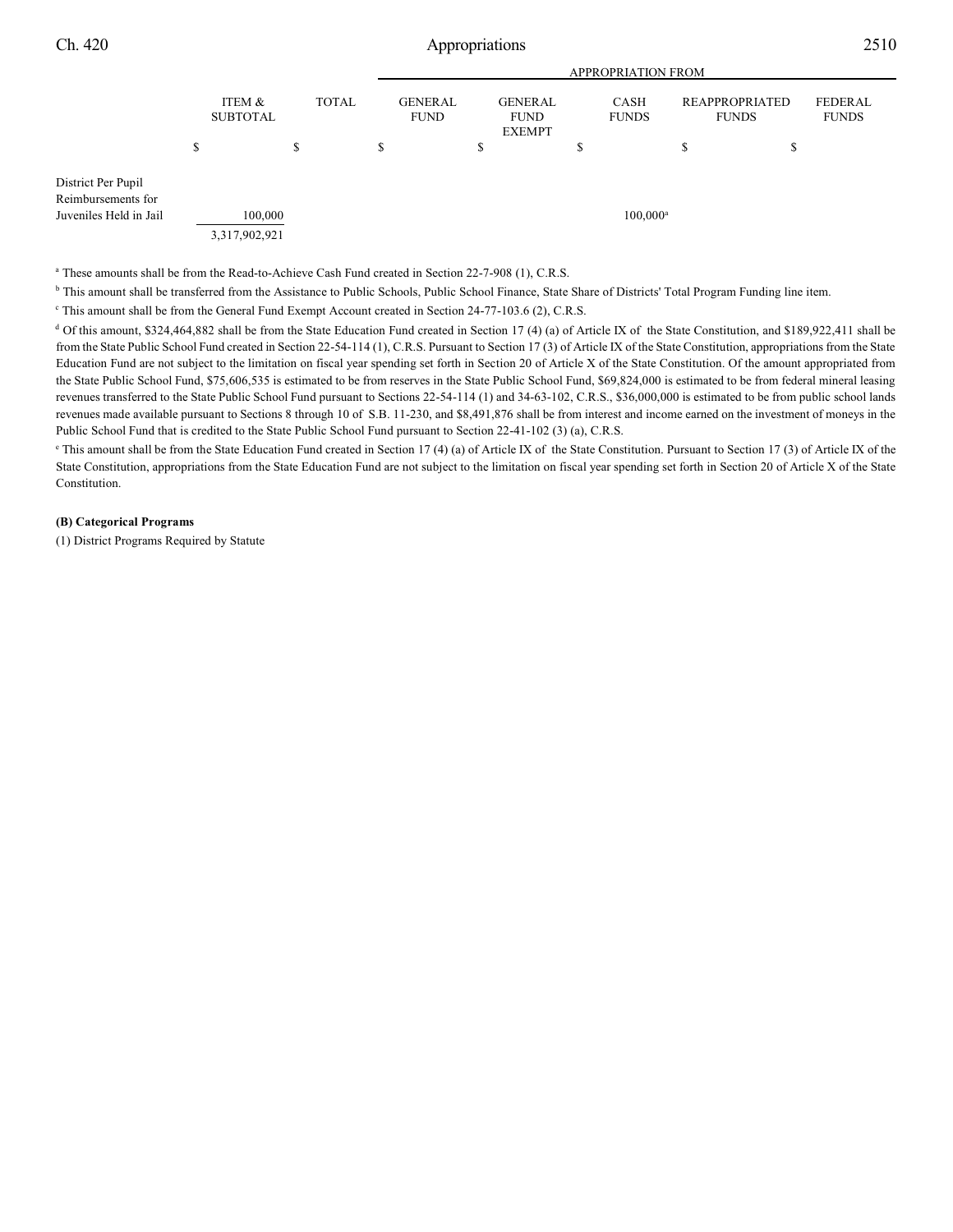| | ITEM & SUBTOTAL | TOTAL | APPROPRIATION FROM GENERAL FUND | GENERAL FUND EXEMPT | CASH FUNDS | REAPPROPRIATED FUNDS | FEDERAL FUNDS |
|---|---|---|---|---|---|---|---|
| | $ | $ | $ | $ | $ | $ | $ |
| District Per Pupil Reimbursements for Juveniles Held in Jail | 100,000 | | | | 100,000[a] | | |
| | 3,317,902,921 | | | | | | |

[a] These amounts shall be from the Read-to-Achieve Cash Fund created in Section 22-7-908 (1), C.R.S.

[b] This amount shall be transferred from the Assistance to Public Schools, Public School Finance, State Share of Districts' Total Program Funding line item.

[c] This amount shall be from the General Fund Exempt Account created in Section 24-77-103.6 (2), C.R.S.

[d] Of this amount, $324,464,882 shall be from the State Education Fund created in Section 17 (4) (a) of Article IX of the State Constitution, and $189,922,411 shall be from the State Public School Fund created in Section 22-54-114 (1), C.R.S. Pursuant to Section 17 (3) of Article IX of the State Constitution, appropriations from the State Education Fund are not subject to the limitation on fiscal year spending set forth in Section 20 of Article X of the State Constitution. Of the amount appropriated from the State Public School Fund, $75,606,535 is estimated to be from reserves in the State Public School Fund, $69,824,000 is estimated to be from federal mineral leasing revenues transferred to the State Public School Fund pursuant to Sections 22-54-114 (1) and 34-63-102, C.R.S., $36,000,000 is estimated to be from public school lands revenues made available pursuant to Sections 8 through 10 of S.B. 11-230, and $8,491,876 shall be from interest and income earned on the investment of moneys in the Public School Fund that is credited to the State Public School Fund pursuant to Section 22-41-102 (3) (a), C.R.S.

[e] This amount shall be from the State Education Fund created in Section 17 (4) (a) of Article IX of the State Constitution. Pursuant to Section 17 (3) of Article IX of the State Constitution, appropriations from the State Education Fund are not subject to the limitation on fiscal year spending set forth in Section 20 of Article X of the State Constitution.

**(B) Categorical Programs**

(1) District Programs Required by Statute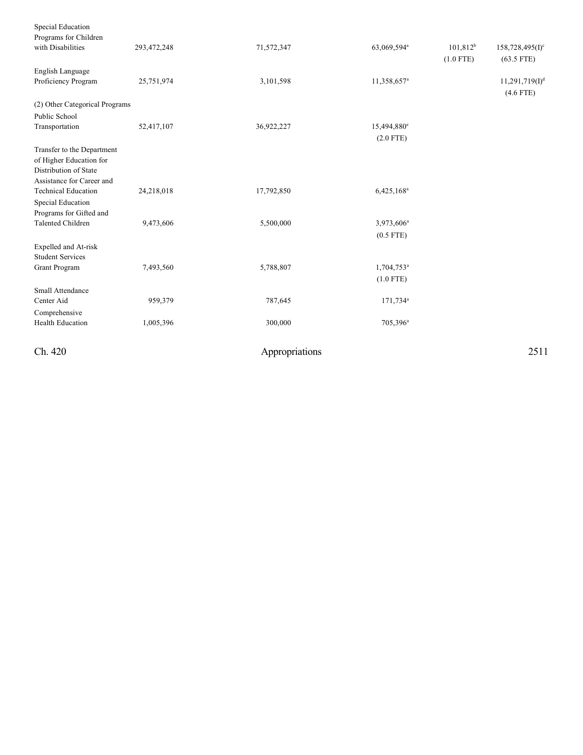| | | | | | |
|---|---|---|---|---|---|
| Special Education Programs for Children with Disabilities | 293,472,248 | 71,572,347 | 63,069,594[a] | 101,812[b] (1.0 FTE) | 158,728,495(I)[c] (63.5 FTE) |
| English Language Proficiency Program | 25,751,974 | 3,101,598 | 11,358,657[a] | | 11,291,719(I)[d] (4.6 FTE) |
| (2) Other Categorical Programs | | | | | |
| Public School Transportation | 52,417,107 | 36,922,227 | 15,494,880[e] (2.0 FTE) | | |
| Transfer to the Department of Higher Education for Distribution of State Assistance for Career and Technical Education | 24,218,018 | 17,792,850 | 6,425,168[a] | | |
| Special Education Programs for Gifted and Talented Children | 9,473,606 | 5,500,000 | 3,973,606[a] (0.5 FTE) | | |
| Expelled and At-risk Student Services Grant Program | 7,493,560 | 5,788,807 | 1,704,753[a] (1.0 FTE) | | |
| Small Attendance Center Aid | 959,379 | 787,645 | 171,734[a] | | |
| Comprehensive Health Education | 1,005,396 | 300,000 | 705,396[a] | | |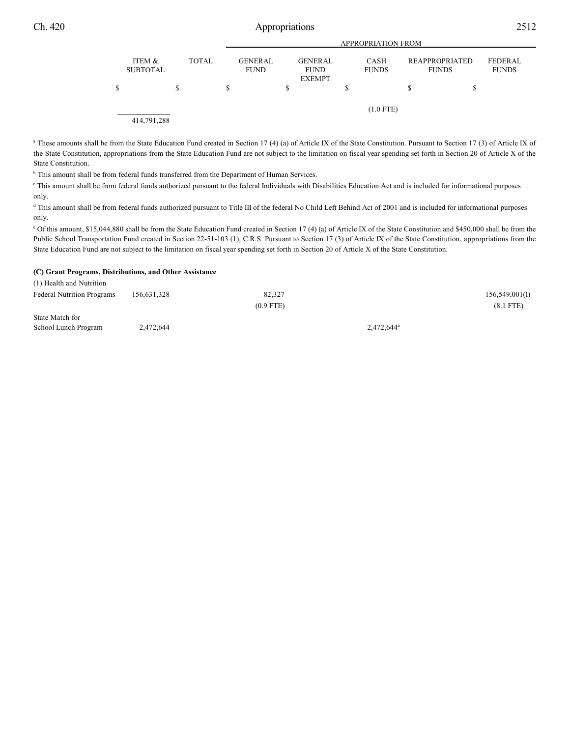| | ITEM & SUBTOTAL | TOTAL | APPROPRIATION FROM | | | | |
|---|---|---|---|---|---|---|---|
| | | | GENERAL FUND | GENERAL FUND EXEMPT | CASH FUNDS | REAPPROPRIATED FUNDS | FEDERAL FUNDS |
| | $ | $ | $ | $ | $ | $ | $ |
| | | | | | (1.0 FTE) | | |
| | 414,791,288 | | | | | | |

[a] These amounts shall be from the State Education Fund created in Section 17 (4) (a) of Article IX of the State Constitution. Pursuant to Section 17 (3) of Article IX of the State Constitution, appropriations from the State Education Fund are not subject to the limitation on fiscal year spending set forth in Section 20 of Article X of the State Constitution.

[b] This amount shall be from federal funds transferred from the Department of Human Services.

[c] This amount shall be from federal funds authorized pursuant to the federal Individuals with Disabilities Education Act and is included for informational purposes only.

[d] This amount shall be from federal funds authorized pursuant to Title III of the federal No Child Left Behind Act of 2001 and is included for informational purposes only.

[e] Of this amount, $15,044,880 shall be from the State Education Fund created in Section 17 (4) (a) of Article IX of the State Constitution and $450,000 shall be from the Public School Transportation Fund created in Section 22-51-103 (1), C.R.S. Pursuant to Section 17 (3) of Article IX of the State Constitution, appropriations from the State Education Fund are not subject to the limitation on fiscal year spending set forth in Section 20 of Article X of the State Constitution.

**(C) Grant Programs, Distributions, and Other Assistance**

| | ITEM & SUBTOTAL | TOTAL | GENERAL FUND | GENERAL FUND EXEMPT | CASH FUNDS | REAPPROPRIATED FUNDS | FEDERAL FUNDS |
|---|---|---|---|---|---|---|---|
| (1) Health and Nutrition | | | | | | | |
| Federal Nutrition Programs | 156,631,328 | | 82,327 | | | | 156,549,001(I) |
| | | | (0.9 FTE) | | | | (8.1 FTE) |
| State Match for School Lunch Program | 2,472,644 | | | | 2,472,644[a] | | |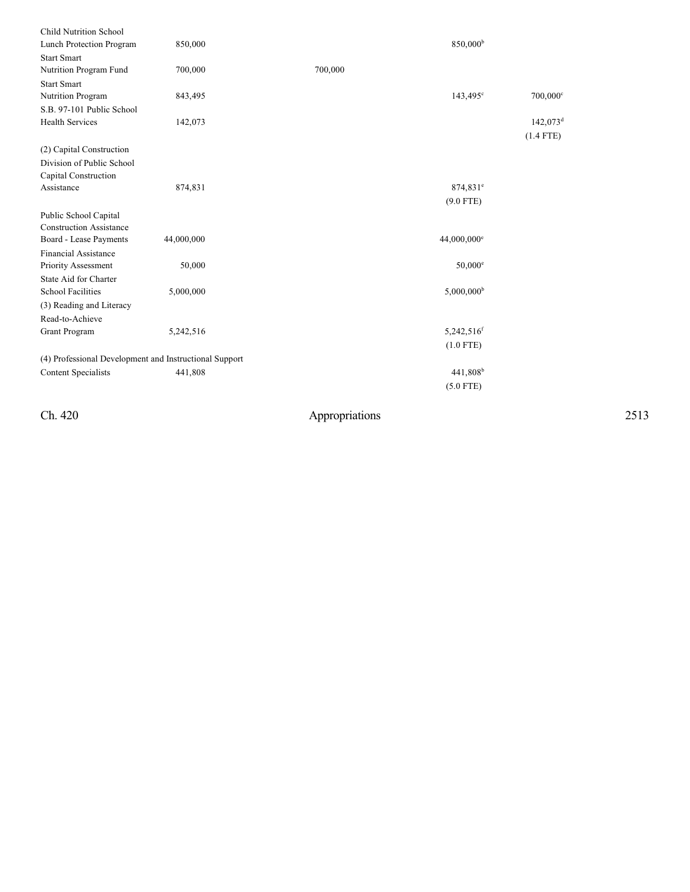| | | | | | |
|---|---|---|---|---|---|
| Child Nutrition School Lunch Protection Program | 850,000 | | | 850,000[b] | |
| Start Smart Nutrition Program Fund | 700,000 | | 700,000 | | |
| Start Smart Nutrition Program | 843,495 | | | 143,495[c] | 700,000[c] |
| S.B. 97-101 Public School Health Services | 142,073 | | | | 142,073[d] (1.4 FTE) |
| (2) Capital Construction | | | | | |
| Division of Public School Capital Construction Assistance | 874,831 | | | 874,831[e] (9.0 FTE) | |
| Public School Capital Construction Assistance Board - Lease Payments | 44,000,000 | | | 44,000,000[e] | |
| Financial Assistance Priority Assessment | 50,000 | | | 50,000[e] | |
| State Aid for Charter School Facilities | 5,000,000 | | | 5,000,000[b] | |
| (3) Reading and Literacy | | | | | |
| Read-to-Achieve Grant Program | 5,242,516 | | | 5,242,516[f] (1.0 FTE) | |
| (4) Professional Development and Instructional Support | | | | | |
| Content Specialists | 441,808 | | | 441,808[b] (5.0 FTE) | |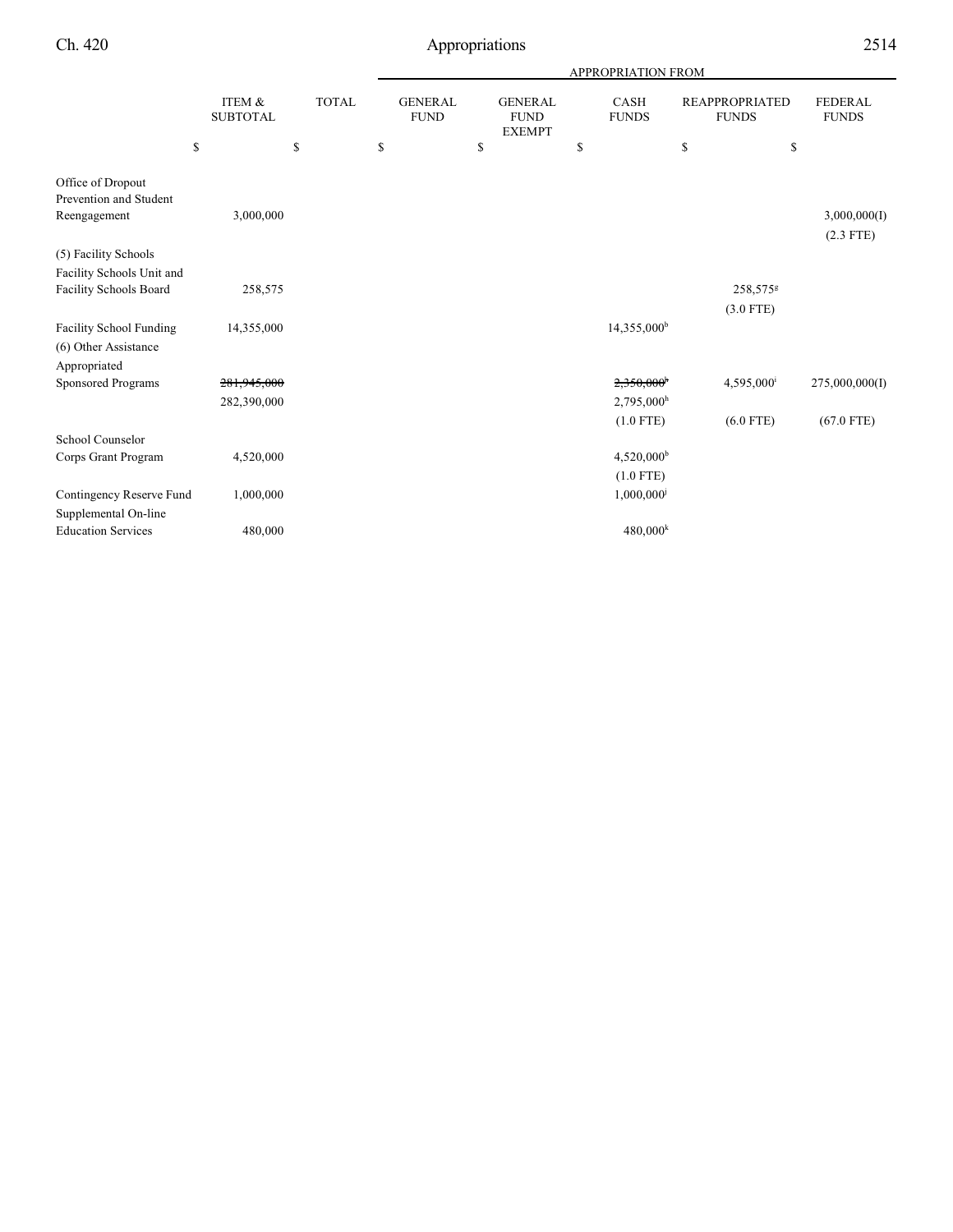| | ITEM & SUBTOTAL | TOTAL | APPROPRIATION FROM GENERAL FUND | GENERAL FUND EXEMPT | CASH FUNDS | REAPPROPRIATED FUNDS | FEDERAL FUNDS |
|---|---|---|---|---|---|---|---|
| | $ | $ | $ | $ | $ | $ | $ |
| Office of Dropout Prevention and Student Reengagement | 3,000,000 | | | | | | 3,000,000(I) (2.3 FTE) |
| (5) Facility Schools | | | | | | | |
| Facility Schools Unit and Facility Schools Board | 258,575 | | | | | 258,575[g] (3.0 FTE) | |
| Facility School Funding | 14,355,000 | | | | 14,355,000[b] | | |
| (6) Other Assistance | | | | | | | |
| Appropriated Sponsored Programs | ~~281,945,000~~ 282,390,000 | | | | ~~2,350,000~~[h] 2,795,000[h] (1.0 FTE) | 4,595,000[i] (6.0 FTE) | 275,000,000(I) (67.0 FTE) |
| School Counselor Corps Grant Program | 4,520,000 | | | | 4,520,000[b] (1.0 FTE) | | |
| Contingency Reserve Fund | 1,000,000 | | | | 1,000,000[j] | | |
| Supplemental On-line Education Services | 480,000 | | | | 480,000[k] | | |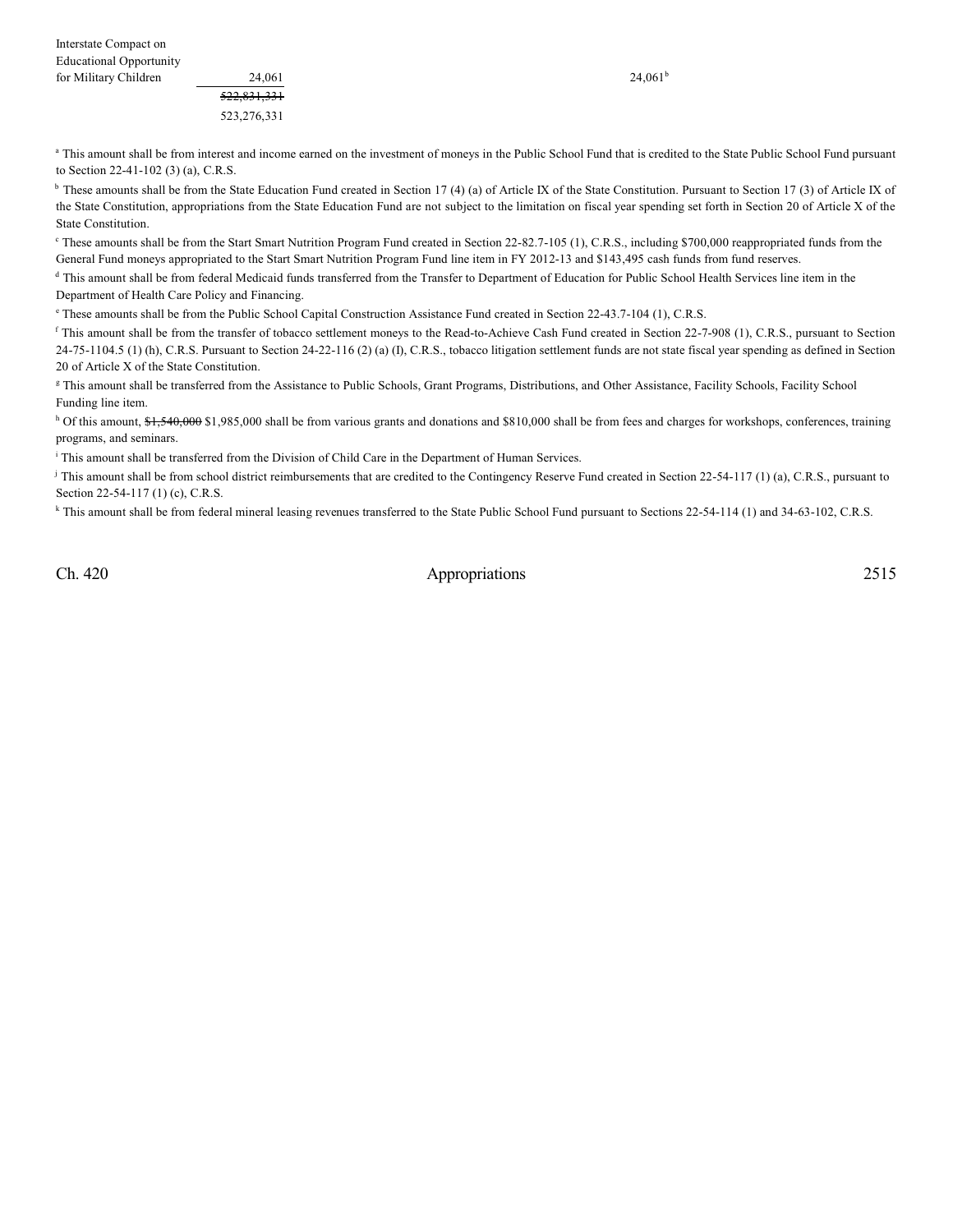| | | |
|---|---|---|
| Interstate Compact on Educational Opportunity for Military Children | 24,061 | 24,061[b] |
| | ~~522,831,331~~ | |
| | 523,276,331 | |

[a] This amount shall be from interest and income earned on the investment of moneys in the Public School Fund that is credited to the State Public School Fund pursuant to Section 22-41-102 (3) (a), C.R.S.

[b] These amounts shall be from the State Education Fund created in Section 17 (4) (a) of Article IX of the State Constitution. Pursuant to Section 17 (3) of Article IX of the State Constitution, appropriations from the State Education Fund are not subject to the limitation on fiscal year spending set forth in Section 20 of Article X of the State Constitution.

[c] These amounts shall be from the Start Smart Nutrition Program Fund created in Section 22-82.7-105 (1), C.R.S., including $700,000 reappropriated funds from the General Fund moneys appropriated to the Start Smart Nutrition Program Fund line item in FY 2012-13 and $143,495 cash funds from fund reserves.

[d] This amount shall be from federal Medicaid funds transferred from the Transfer to Department of Education for Public School Health Services line item in the Department of Health Care Policy and Financing.

[e] These amounts shall be from the Public School Capital Construction Assistance Fund created in Section 22-43.7-104 (1), C.R.S.

[f] This amount shall be from the transfer of tobacco settlement moneys to the Read-to-Achieve Cash Fund created in Section 22-7-908 (1), C.R.S., pursuant to Section 24-75-1104.5 (1) (h), C.R.S. Pursuant to Section 24-22-116 (2) (a) (I), C.R.S., tobacco litigation settlement funds are not state fiscal year spending as defined in Section 20 of Article X of the State Constitution.

[g] This amount shall be transferred from the Assistance to Public Schools, Grant Programs, Distributions, and Other Assistance, Facility Schools, Facility School Funding line item.

[h] Of this amount, ~~$1,540,000~~ $1,985,000 shall be from various grants and donations and $810,000 shall be from fees and charges for workshops, conferences, training programs, and seminars.

[i] This amount shall be transferred from the Division of Child Care in the Department of Human Services.

[j] This amount shall be from school district reimbursements that are credited to the Contingency Reserve Fund created in Section 22-54-117 (1) (a), C.R.S., pursuant to Section 22-54-117 (1) (c), C.R.S.

[k] This amount shall be from federal mineral leasing revenues transferred to the State Public School Fund pursuant to Sections 22-54-114 (1) and 34-63-102, C.R.S.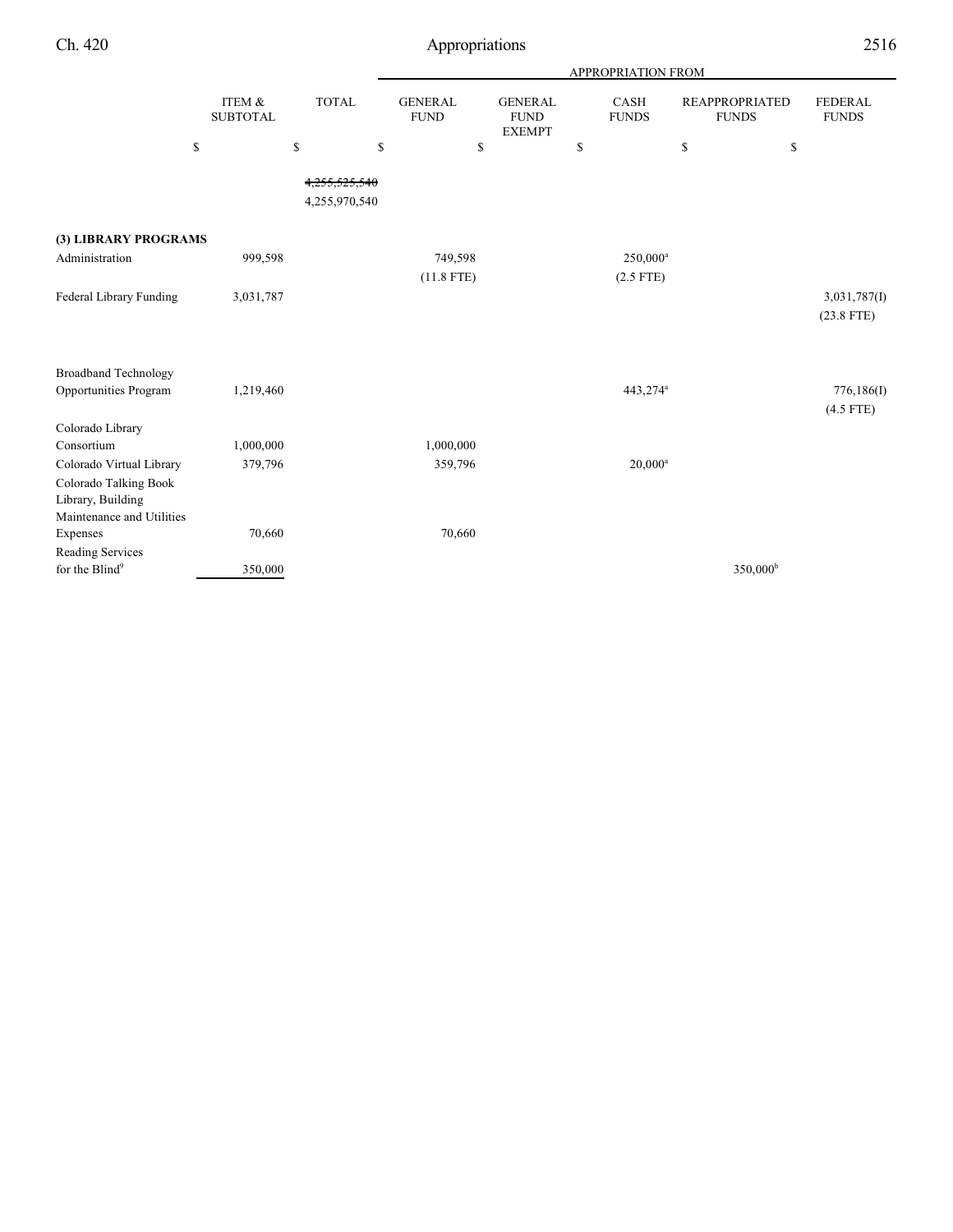| | ITEM & SUBTOTAL | TOTAL | GENERAL FUND | GENERAL FUND EXEMPT | CASH FUNDS | REAPPROPRIATED FUNDS | FEDERAL FUNDS |
|---|---|---|---|---|---|---|---|
| | | | APPROPRIATION FROM | | | | |
| | $ | $ | $ | $ | $ | $ | $ |
| | | ~~4,255,525,540~~ 4,255,970,540 | | | | | |
| **(3) LIBRARY PROGRAMS** | | | | | | | |
| Administration | 999,598 | | 749,598 (11.8 FTE) | | 250,000[a] (2.5 FTE) | | |
| Federal Library Funding | 3,031,787 | | | | | | 3,031,787(I) (23.8 FTE) |
| Broadband Technology Opportunities Program | 1,219,460 | | | | 443,274[a] | | 776,186(I) (4.5 FTE) |
| Colorado Library Consortium | 1,000,000 | | 1,000,000 | | | | |
| Colorado Virtual Library | 379,796 | | 359,796 | | 20,000[a] | | |
| Colorado Talking Book Library, Building Maintenance and Utilities Expenses | 70,660 | | 70,660 | | | | |
| Reading Services for the Blind[9] | 350,000 | | | | | 350,000[b] | |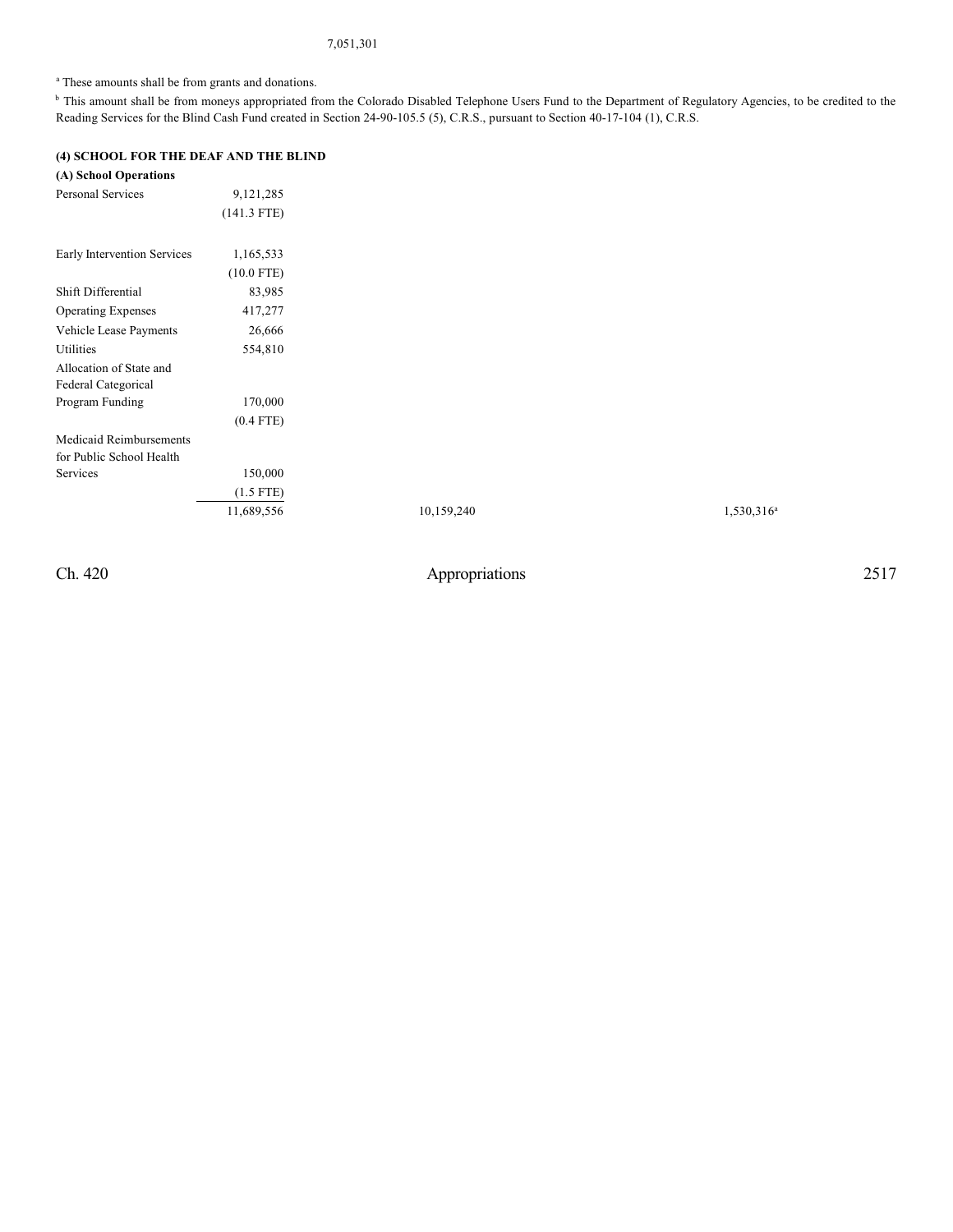7,051,301

[a] These amounts shall be from grants and donations.

[b] This amount shall be from moneys appropriated from the Colorado Disabled Telephone Users Fund to the Department of Regulatory Agencies, to be credited to the Reading Services for the Blind Cash Fund created in Section 24-90-105.5 (5), C.R.S., pursuant to Section 40-17-104 (1), C.R.S.

**(4) SCHOOL FOR THE DEAF AND THE BLIND**

**(A) School Operations**

| | | | | |
|---|---|---|---|---|
| Personal Services | 9,121,285 | | | |
| | (141.3 FTE) | | | |
| Early Intervention Services | 1,165,533 | | | |
| | (10.0 FTE) | | | |
| Shift Differential | 83,985 | | | |
| Operating Expenses | 417,277 | | | |
| Vehicle Lease Payments | 26,666 | | | |
| Utilities | 554,810 | | | |
| Allocation of State and Federal Categorical Program Funding | 170,000 | | | |
| | (0.4 FTE) | | | |
| Medicaid Reimbursements for Public School Health Services | 150,000 | | | |
| | (1.5 FTE) | | | |
| | 11,689,556 | | 10,159,240 | 1,530,316[a] |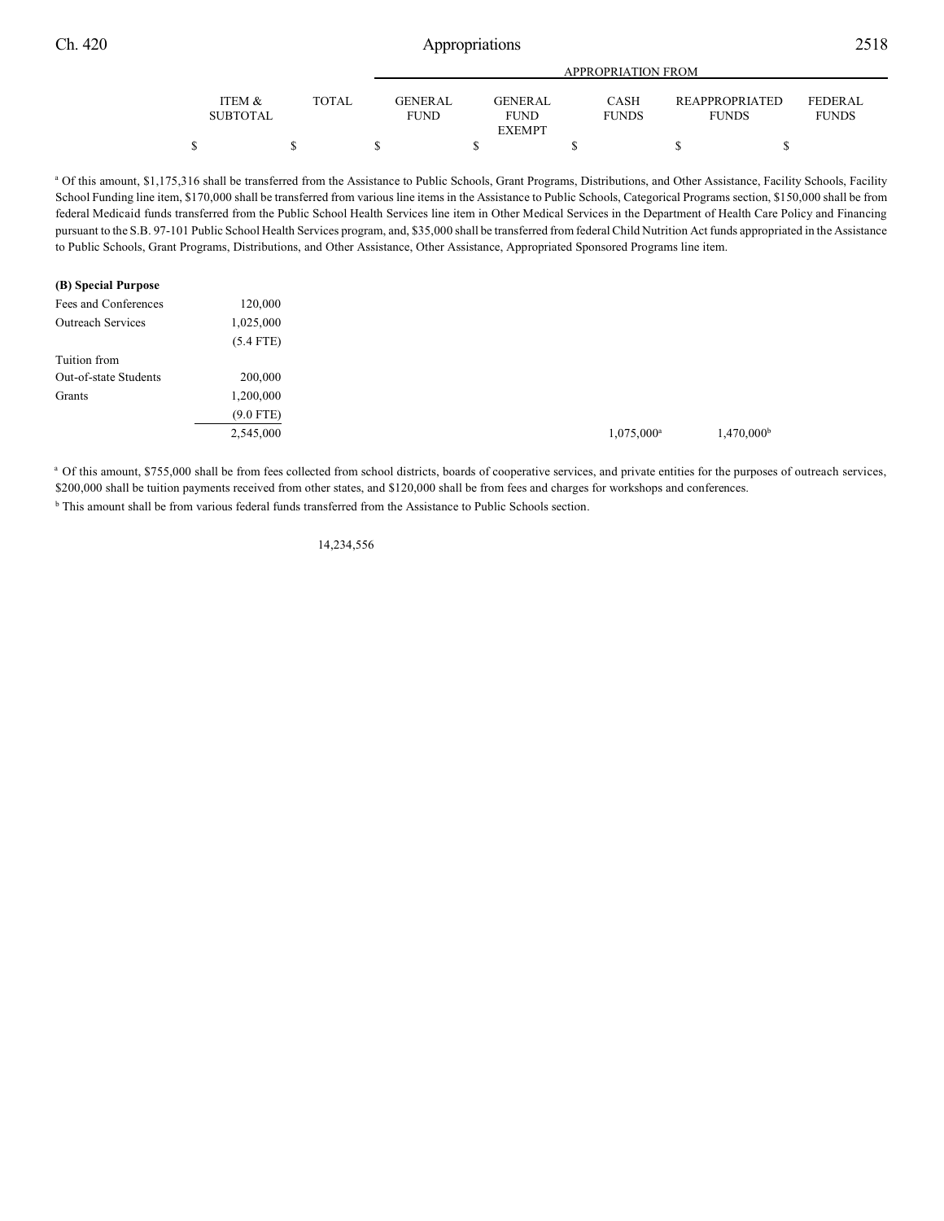| | ITEM & SUBTOTAL | TOTAL | GENERAL FUND | GENERAL FUND EXEMPT | CASH FUNDS | REAPPROPRIATED FUNDS | FEDERAL FUNDS |
|---|---|---|---|---|---|---|---|
| | | | APPROPRIATION FROM | | | | |
| | $ | $ | $ | $ | $ | $ | $ |

[a] Of this amount, $1,175,316 shall be transferred from the Assistance to Public Schools, Grant Programs, Distributions, and Other Assistance, Facility Schools, Facility School Funding line item, $170,000 shall be transferred from various line items in the Assistance to Public Schools, Categorical Programs section, $150,000 shall be from federal Medicaid funds transferred from the Public School Health Services line item in Other Medical Services in the Department of Health Care Policy and Financing pursuant to the S.B. 97-101 Public School Health Services program, and, $35,000 shall be transferred from federal Child Nutrition Act funds appropriated in the Assistance to Public Schools, Grant Programs, Distributions, and Other Assistance, Other Assistance, Appropriated Sponsored Programs line item.

**(B) Special Purpose**

| | ITEM & SUBTOTAL | TOTAL | GENERAL FUND | GENERAL FUND EXEMPT | CASH FUNDS | REAPPROPRIATED FUNDS | FEDERAL FUNDS |
|---|---|---|---|---|---|---|---|
| Fees and Conferences | 120,000 | | | | | | |
| Outreach Services | 1,025,000 | | | | | | |
| | (5.4 FTE) | | | | | | |
| Tuition from Out-of-state Students | 200,000 | | | | | | |
| Grants | 1,200,000 | | | | | | |
| | (9.0 FTE) | | | | | | |
| | 2,545,000 | | | | 1,075,000[a] | 1,470,000[b] | |

[a] Of this amount, $755,000 shall be from fees collected from school districts, boards of cooperative services, and private entities for the purposes of outreach services, $200,000 shall be tuition payments received from other states, and $120,000 shall be from fees and charges for workshops and conferences.

[b] This amount shall be from various federal funds transferred from the Assistance to Public Schools section.

| | ITEM & SUBTOTAL | TOTAL | GENERAL FUND | GENERAL FUND EXEMPT | CASH FUNDS | REAPPROPRIATED FUNDS | FEDERAL FUNDS |
|---|---|---|---|---|---|---|---|
| | | 14,234,556 | | | | | |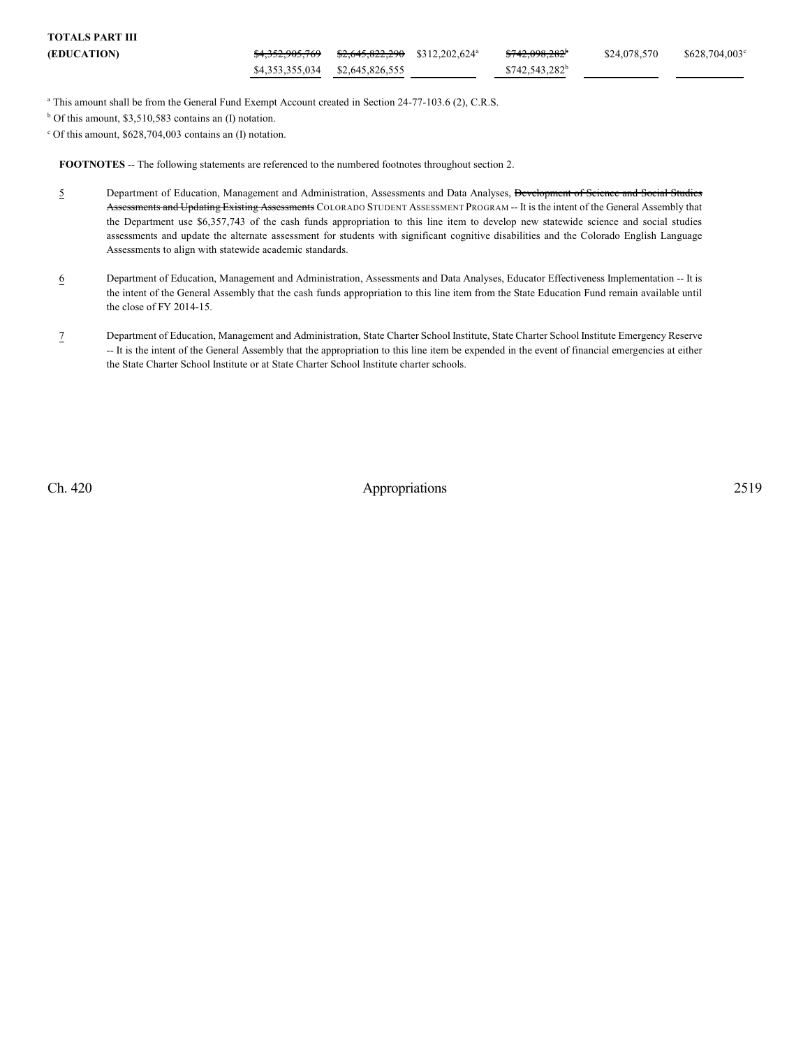| | | | | | |
|---|---|---|---|---|---|
| **TOTALS PART III (EDUCATION)** | ~~$4,352,905,769~~ $4,353,355,034 | ~~$2,645,822,290~~ $2,645,826,555 | $312,202,624[a] | ~~$742,098,282[b]~~ $742,543,282[b] | $24,078,570 | $628,704,003[c] |

[a] This amount shall be from the General Fund Exempt Account created in Section 24-77-103.6 (2), C.R.S.

[b] Of this amount, $3,510,583 contains an (I) notation.

[c] Of this amount, $628,704,003 contains an (I) notation.

**FOOTNOTES** -- The following statements are referenced to the numbered footnotes throughout section 2.

5 Department of Education, Management and Administration, Assessments and Data Analyses, ~~Development of Science and Social Studies Assessments and Updating Existing Assessments~~ COLORADO STUDENT ASSESSMENT PROGRAM -- It is the intent of the General Assembly that the Department use $6,357,743 of the cash funds appropriation to this line item to develop new statewide science and social studies assessments and update the alternate assessment for students with significant cognitive disabilities and the Colorado English Language Assessments to align with statewide academic standards.

6 Department of Education, Management and Administration, Assessments and Data Analyses, Educator Effectiveness Implementation -- It is the intent of the General Assembly that the cash funds appropriation to this line item from the State Education Fund remain available until the close of FY 2014-15.

7 Department of Education, Management and Administration, State Charter School Institute, State Charter School Institute Emergency Reserve -- It is the intent of the General Assembly that the appropriation to this line item be expended in the event of financial emergencies at either the State Charter School Institute or at State Charter School Institute charter schools.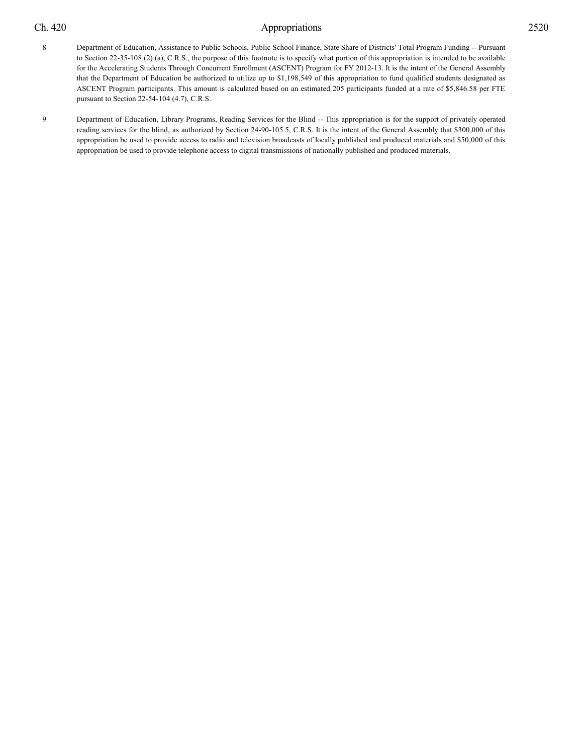8 Department of Education, Assistance to Public Schools, Public School Finance, State Share of Districts' Total Program Funding -- Pursuant to Section 22-35-108 (2) (a), C.R.S., the purpose of this footnote is to specify what portion of this appropriation is intended to be available for the Accelerating Students Through Concurrent Enrollment (ASCENT) Program for FY 2012-13. It is the intent of the General Assembly that the Department of Education be authorized to utilize up to $1,198,549 of this appropriation to fund qualified students designated as ASCENT Program participants. This amount is calculated based on an estimated 205 participants funded at a rate of $5,846.58 per FTE pursuant to Section 22-54-104 (4.7), C.R.S.

9 Department of Education, Library Programs, Reading Services for the Blind -- This appropriation is for the support of privately operated reading services for the blind, as authorized by Section 24-90-105.5, C.R.S. It is the intent of the General Assembly that $300,000 of this appropriation be used to provide access to radio and television broadcasts of locally published and produced materials and $50,000 of this appropriation be used to provide telephone access to digital transmissions of nationally published and produced materials.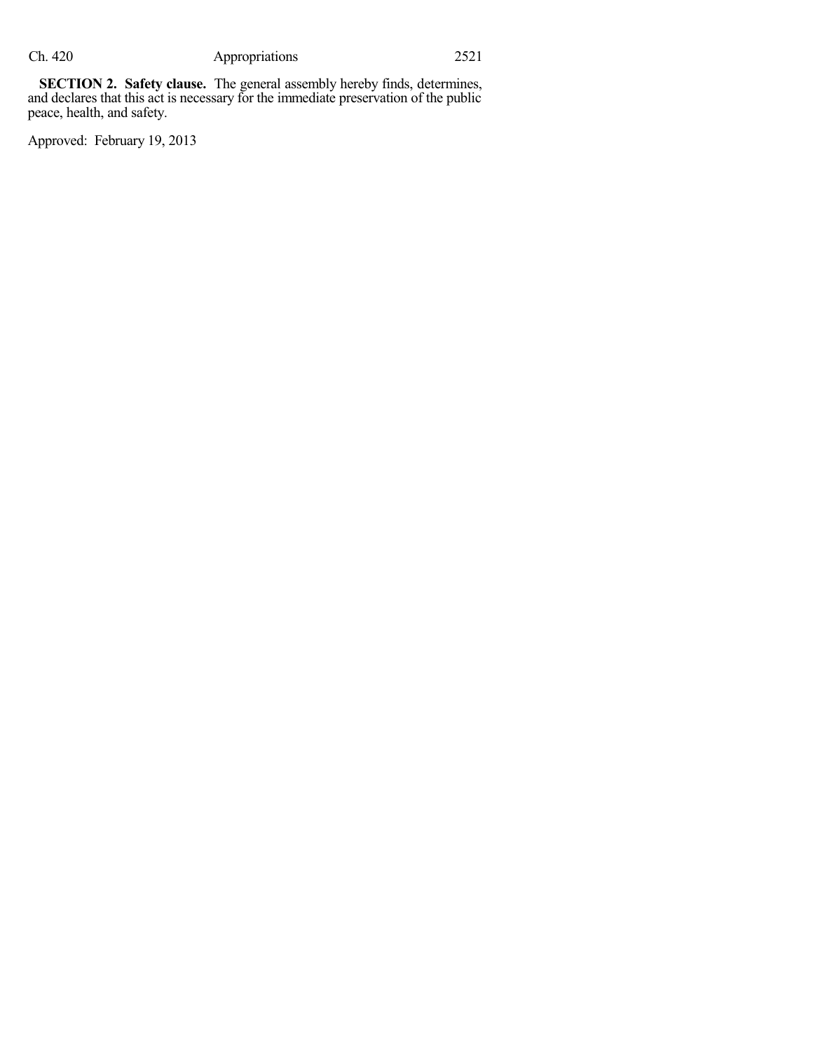**SECTION 2. Safety clause.** The general assembly hereby finds, determines, and declares that this act is necessary for the immediate preservation of the public peace, health, and safety.

Approved: February 19, 2013